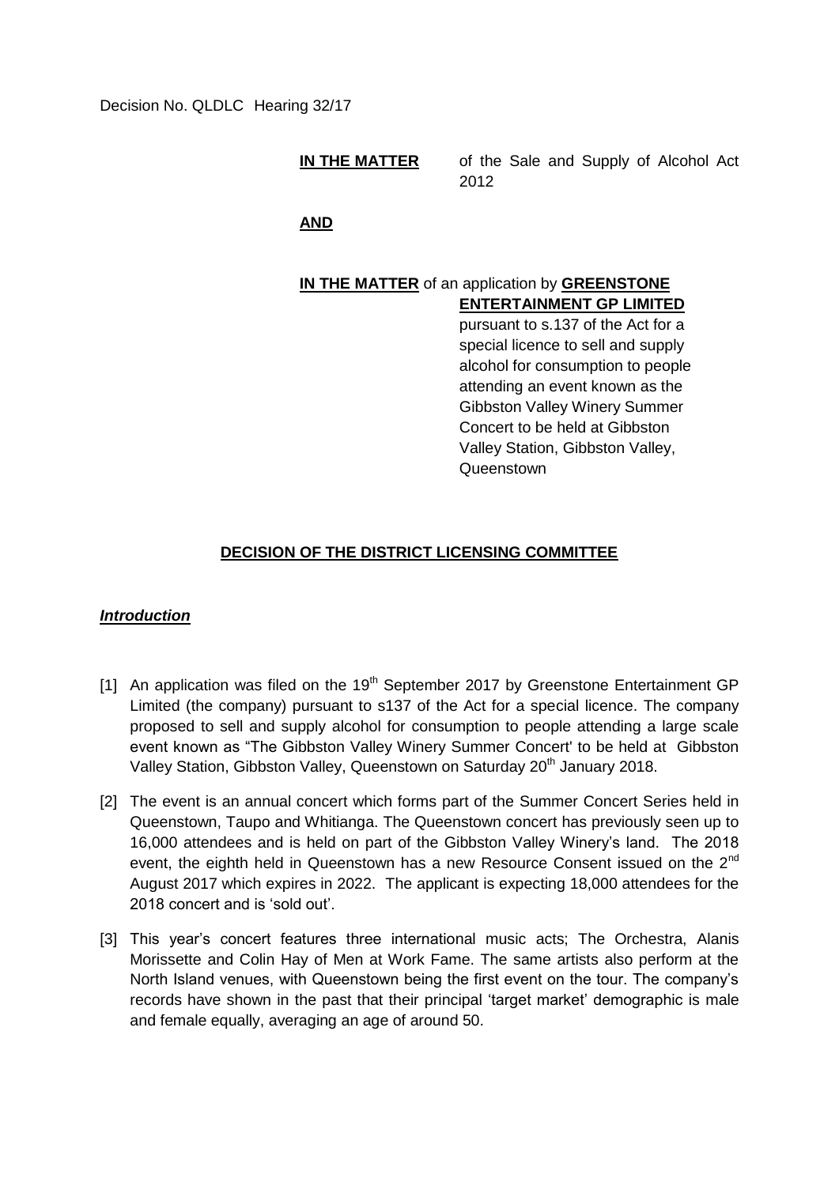Decision No. QLDLC Hearing 32/17

**IN THE MATTER** of the Sale and Supply of Alcohol Act 2012

**AND**

**IN THE MATTER** of an application by **GREENSTONE ENTERTAINMENT GP LIMITED** pursuant to s.137 of the Act for a special licence to sell and supply alcohol for consumption to people attending an event known as the Gibbston Valley Winery Summer Concert to be held at Gibbston Valley Station, Gibbston Valley, Queenstown

## DECISION OF THE DISTRICT LICENSING COMMITTEE

### *Introduction*

[1] An application was filed on the 19th September 2017 by Greenstone Entertainment GP Limited (the company) pursuant to s137 of the Act for a special licence. The company proposed to sell and supply alcohol for consumption to people attending a large scale event known as "The Gibbston Valley Winery Summer Concert' to be held at Gibbston Valley Station, Gibbston Valley, Queenstown on Saturday 20th January 2018.

[2] The event is an annual concert which forms part of the Summer Concert Series held in Queenstown, Taupo and Whitianga. The Queenstown concert has previously seen up to 16,000 attendees and is held on part of the Gibbston Valley Winery's land. The 2018 event, the eighth held in Queenstown has a new Resource Consent issued on the 2nd August 2017 which expires in 2022. The applicant is expecting 18,000 attendees for the 2018 concert and is 'sold out'.

[3] This year's concert features three international music acts; The Orchestra, Alanis Morissette and Colin Hay of Men at Work Fame. The same artists also perform at the North Island venues, with Queenstown being the first event on the tour. The company's records have shown in the past that their principal 'target market' demographic is male and female equally, averaging an age of around 50.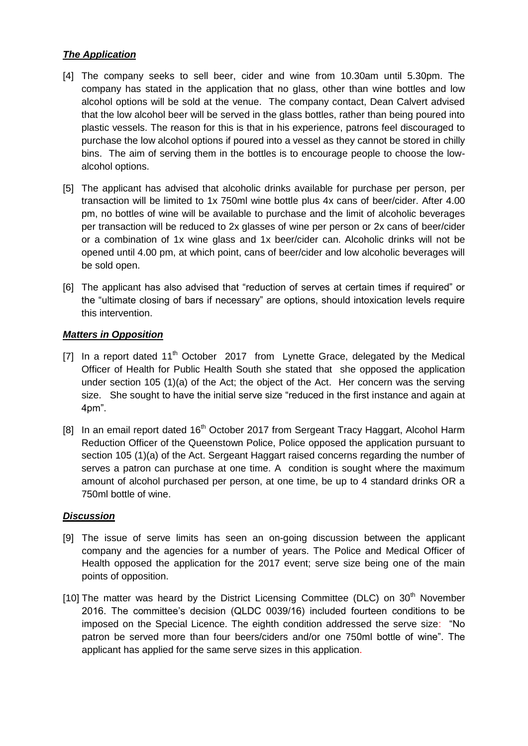### ***The Application***

[4] The company seeks to sell beer, cider and wine from 10.30am until 5.30pm. The company has stated in the application that no glass, other than wine bottles and low alcohol options will be sold at the venue. The company contact, Dean Calvert advised that the low alcohol beer will be served in the glass bottles, rather than being poured into plastic vessels. The reason for this is that in his experience, patrons feel discouraged to purchase the low alcohol options if poured into a vessel as they cannot be stored in chilly bins. The aim of serving them in the bottles is to encourage people to choose the low-alcohol options.

[5] The applicant has advised that alcoholic drinks available for purchase per person, per transaction will be limited to 1x 750ml wine bottle plus 4x cans of beer/cider. After 4.00 pm, no bottles of wine will be available to purchase and the limit of alcoholic beverages per transaction will be reduced to 2x glasses of wine per person or 2x cans of beer/cider or a combination of 1x wine glass and 1x beer/cider can. Alcoholic drinks will not be opened until 4.00 pm, at which point, cans of beer/cider and low alcoholic beverages will be sold open.

[6] The applicant has also advised that "reduction of serves at certain times if required" or the "ultimate closing of bars if necessary" are options, should intoxication levels require this intervention.

### ***Matters in Opposition***

[7] In a report dated 11th October 2017 from Lynette Grace, delegated by the Medical Officer of Health for Public Health South she stated that she opposed the application under section 105 (1)(a) of the Act; the object of the Act. Her concern was the serving size. She sought to have the initial serve size "reduced in the first instance and again at 4pm".

[8] In an email report dated 16th October 2017 from Sergeant Tracy Haggart, Alcohol Harm Reduction Officer of the Queenstown Police, Police opposed the application pursuant to section 105 (1)(a) of the Act. Sergeant Haggart raised concerns regarding the number of serves a patron can purchase at one time. A condition is sought where the maximum amount of alcohol purchased per person, at one time, be up to 4 standard drinks OR a 750ml bottle of wine.

### ***Discussion***

[9] The issue of serve limits has seen an on-going discussion between the applicant company and the agencies for a number of years. The Police and Medical Officer of Health opposed the application for the 2017 event; serve size being one of the main points of opposition.

[10] The matter was heard by the District Licensing Committee (DLC) on 30th November 2016. The committee's decision (QLDC 0039/16) included fourteen conditions to be imposed on the Special Licence. The eighth condition addressed the serve size: "No patron be served more than four beers/ciders and/or one 750ml bottle of wine". The applicant has applied for the same serve sizes in this application.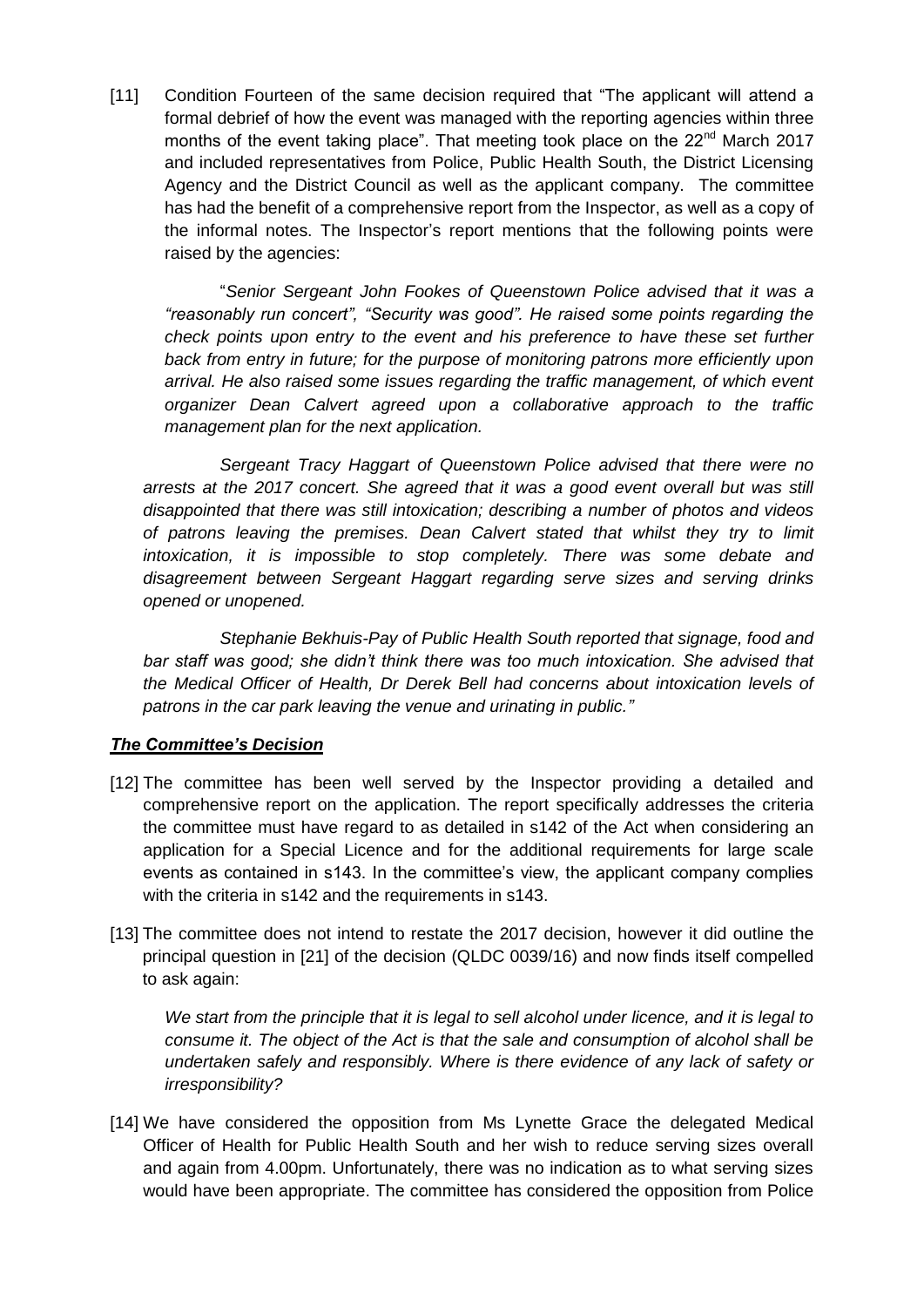[11] Condition Fourteen of the same decision required that "The applicant will attend a formal debrief of how the event was managed with the reporting agencies within three months of the event taking place". That meeting took place on the 22nd March 2017 and included representatives from Police, Public Health South, the District Licensing Agency and the District Council as well as the applicant company. The committee has had the benefit of a comprehensive report from the Inspector, as well as a copy of the informal notes. The Inspector's report mentions that the following points were raised by the agencies:

> "*Senior Sergeant John Fookes of Queenstown Police advised that it was a "reasonably run concert", "Security was good". He raised some points regarding the check points upon entry to the event and his preference to have these set further back from entry in future; for the purpose of monitoring patrons more efficiently upon arrival. He also raised some issues regarding the traffic management, of which event organizer Dean Calvert agreed upon a collaborative approach to the traffic management plan for the next application.*
>
> *Sergeant Tracy Haggart of Queenstown Police advised that there were no arrests at the 2017 concert. She agreed that it was a good event overall but was still disappointed that there was still intoxication; describing a number of photos and videos of patrons leaving the premises. Dean Calvert stated that whilst they try to limit intoxication, it is impossible to stop completely. There was some debate and disagreement between Sergeant Haggart regarding serve sizes and serving drinks opened or unopened.*
>
> *Stephanie Bekhuis-Pay of Public Health South reported that signage, food and bar staff was good; she didn't think there was too much intoxication. She advised that the Medical Officer of Health, Dr Derek Bell had concerns about intoxication levels of patrons in the car park leaving the venue and urinating in public."*

### ***The Committee's Decision***

[12] The committee has been well served by the Inspector providing a detailed and comprehensive report on the application. The report specifically addresses the criteria the committee must have regard to as detailed in s142 of the Act when considering an application for a Special Licence and for the additional requirements for large scale events as contained in s143. In the committee's view, the applicant company complies with the criteria in s142 and the requirements in s143.

[13] The committee does not intend to restate the 2017 decision, however it did outline the principal question in [21] of the decision (QLDC 0039/16) and now finds itself compelled to ask again:

> *We start from the principle that it is legal to sell alcohol under licence, and it is legal to consume it. The object of the Act is that the sale and consumption of alcohol shall be undertaken safely and responsibly. Where is there evidence of any lack of safety or irresponsibility?*

[14] We have considered the opposition from Ms Lynette Grace the delegated Medical Officer of Health for Public Health South and her wish to reduce serving sizes overall and again from 4.00pm. Unfortunately, there was no indication as to what serving sizes would have been appropriate. The committee has considered the opposition from Police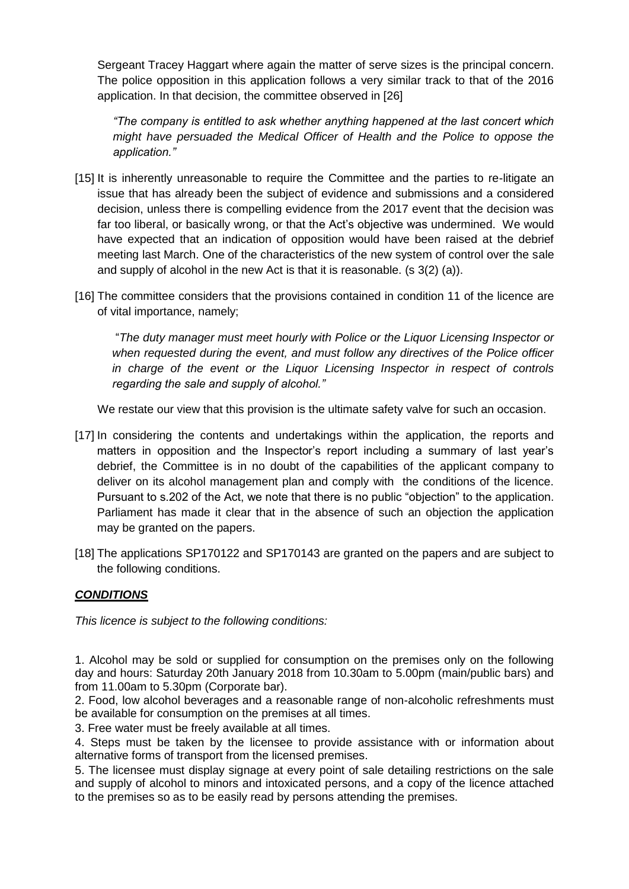Sergeant Tracey Haggart where again the matter of serve sizes is the principal concern. The police opposition in this application follows a very similar track to that of the 2016 application. In that decision, the committee observed in [26]

> *"The company is entitled to ask whether anything happened at the last concert which might have persuaded the Medical Officer of Health and the Police to oppose the application."*

[15] It is inherently unreasonable to require the Committee and the parties to re-litigate an issue that has already been the subject of evidence and submissions and a considered decision, unless there is compelling evidence from the 2017 event that the decision was far too liberal, or basically wrong, or that the Act's objective was undermined. We would have expected that an indication of opposition would have been raised at the debrief meeting last March. One of the characteristics of the new system of control over the sale and supply of alcohol in the new Act is that it is reasonable. (s 3(2) (a)).

[16] The committee considers that the provisions contained in condition 11 of the licence are of vital importance, namely;

> "*The duty manager must meet hourly with Police or the Liquor Licensing Inspector or when requested during the event, and must follow any directives of the Police officer in charge of the event or the Liquor Licensing Inspector in respect of controls regarding the sale and supply of alcohol."*

We restate our view that this provision is the ultimate safety valve for such an occasion.

[17] In considering the contents and undertakings within the application, the reports and matters in opposition and the Inspector's report including a summary of last year's debrief, the Committee is in no doubt of the capabilities of the applicant company to deliver on its alcohol management plan and comply with the conditions of the licence. Pursuant to s.202 of the Act, we note that there is no public "objection" to the application. Parliament has made it clear that in the absence of such an objection the application may be granted on the papers.

[18] The applications SP170122 and SP170143 are granted on the papers and are subject to the following conditions.

## ***CONDITIONS***

*This licence is subject to the following conditions:*

1. Alcohol may be sold or supplied for consumption on the premises only on the following day and hours: Saturday 20th January 2018 from 10.30am to 5.00pm (main/public bars) and from 11.00am to 5.30pm (Corporate bar).
2. Food, low alcohol beverages and a reasonable range of non-alcoholic refreshments must be available for consumption on the premises at all times.
3. Free water must be freely available at all times.
4. Steps must be taken by the licensee to provide assistance with or information about alternative forms of transport from the licensed premises.
5. The licensee must display signage at every point of sale detailing restrictions on the sale and supply of alcohol to minors and intoxicated persons, and a copy of the licence attached to the premises so as to be easily read by persons attending the premises.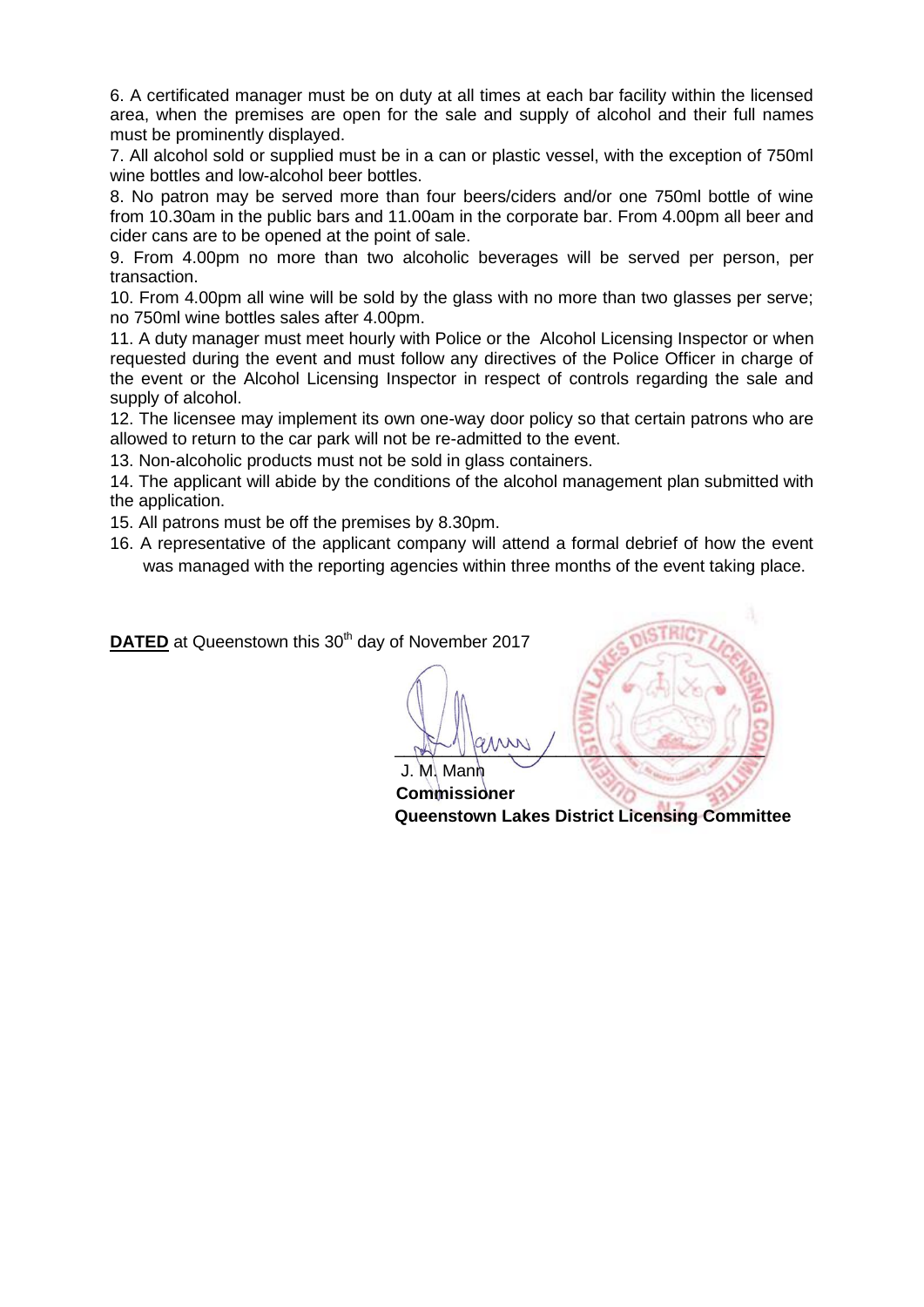6. A certificated manager must be on duty at all times at each bar facility within the licensed area, when the premises are open for the sale and supply of alcohol and their full names must be prominently displayed.

7. All alcohol sold or supplied must be in a can or plastic vessel, with the exception of 750ml wine bottles and low-alcohol beer bottles.

8. No patron may be served more than four beers/ciders and/or one 750ml bottle of wine from 10.30am in the public bars and 11.00am in the corporate bar. From 4.00pm all beer and cider cans are to be opened at the point of sale.

9. From 4.00pm no more than two alcoholic beverages will be served per person, per transaction.

10. From 4.00pm all wine will be sold by the glass with no more than two glasses per serve; no 750ml wine bottles sales after 4.00pm.

11. A duty manager must meet hourly with Police or the Alcohol Licensing Inspector or when requested during the event and must follow any directives of the Police Officer in charge of the event or the Alcohol Licensing Inspector in respect of controls regarding the sale and supply of alcohol.

12. The licensee may implement its own one-way door policy so that certain patrons who are allowed to return to the car park will not be re-admitted to the event.

13. Non-alcoholic products must not be sold in glass containers.

14. The applicant will abide by the conditions of the alcohol management plan submitted with the application.

15. All patrons must be off the premises by 8.30pm.

16. A representative of the applicant company will attend a formal debrief of how the event was managed with the reporting agencies within three months of the event taking place.

**DATED** at Queenstown this 30th day of November 2017

J. M. Mann
**Commissioner**
**Queenstown Lakes District Licensing Committee**